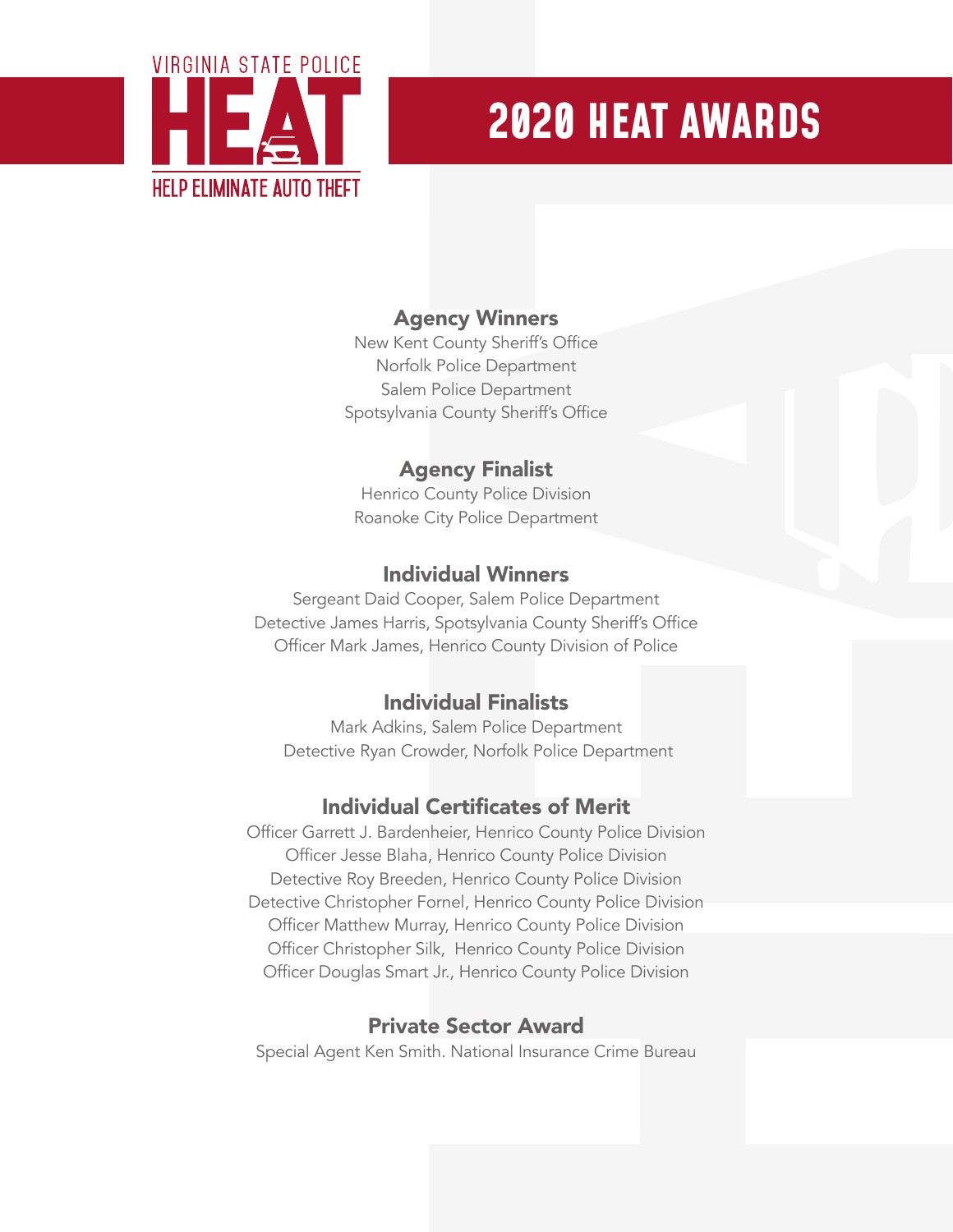VIRGINIA STATE POLICE

HEAT

HELP ELIMINATE AUTO THEFT

# 2020 HEAT AWARDS

## Agency Winners

New Kent County Sheriff's Office
Norfolk Police Department
Salem Police Department
Spotsylvania County Sheriff's Office

## Agency Finalist

Henrico County Police Division
Roanoke City Police Department

## Individual Winners

Sergeant Daid Cooper, Salem Police Department
Detective James Harris, Spotsylvania County Sheriff's Office
Officer Mark James, Henrico County Division of Police

## Individual Finalists

Mark Adkins, Salem Police Department
Detective Ryan Crowder, Norfolk Police Department

## Individual Certificates of Merit

Officer Garrett J. Bardenheier, Henrico County Police Division
Officer Jesse Blaha, Henrico County Police Division
Detective Roy Breeden, Henrico County Police Division
Detective Christopher Fornel, Henrico County Police Division
Officer Matthew Murray, Henrico County Police Division
Officer Christopher Silk, Henrico County Police Division
Officer Douglas Smart Jr., Henrico County Police Division

## Private Sector Award

Special Agent Ken Smith. National Insurance Crime Bureau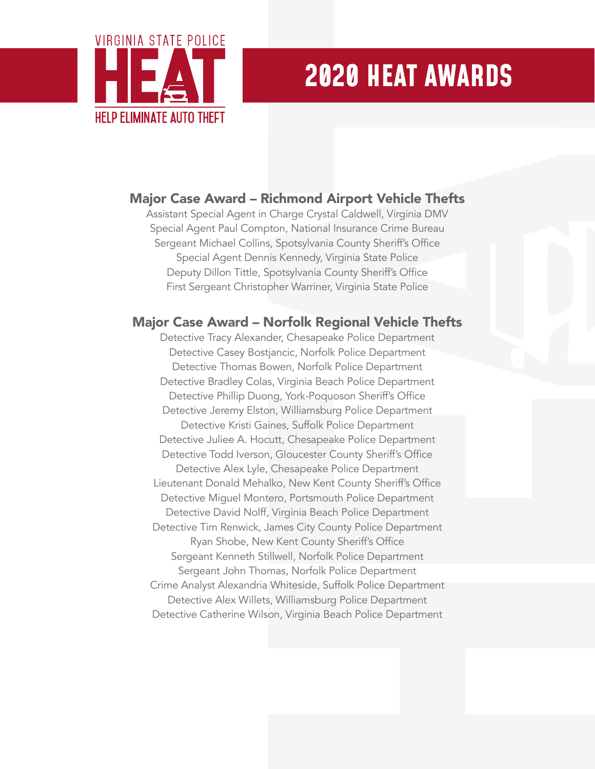VIRGINIA STATE POLICE

HEAT

HELP ELIMINATE AUTO THEFT

# 2020 HEAT AWARDS

## Major Case Award – Richmond Airport Vehicle Thefts

Assistant Special Agent in Charge Crystal Caldwell, Virginia DMV
Special Agent Paul Compton, National Insurance Crime Bureau
Sergeant Michael Collins, Spotsylvania County Sheriff's Office
Special Agent Dennis Kennedy, Virginia State Police
Deputy Dillon Tittle, Spotsylvania County Sheriff's Office
First Sergeant Christopher Warriner, Virginia State Police

## Major Case Award – Norfolk Regional Vehicle Thefts

Detective Tracy Alexander, Chesapeake Police Department
Detective Casey Bostjancic, Norfolk Police Department
Detective Thomas Bowen, Norfolk Police Department
Detective Bradley Colas, Virginia Beach Police Department
Detective Phillip Duong, York-Poquoson Sheriff's Office
Detective Jeremy Elston, Williamsburg Police Department
Detective Kristi Gaines, Suffolk Police Department
Detective Juliee A. Hocutt, Chesapeake Police Department
Detective Todd Iverson, Gloucester County Sheriff's Office
Detective Alex Lyle, Chesapeake Police Department
Lieutenant Donald Mehalko, New Kent County Sheriff's Office
Detective Miguel Montero, Portsmouth Police Department
Detective David Nolff, Virginia Beach Police Department
Detective Tim Renwick, James City County Police Department
Ryan Shobe, New Kent County Sheriff's Office
Sergeant Kenneth Stillwell, Norfolk Police Department
Sergeant John Thomas, Norfolk Police Department
Crime Analyst Alexandria Whiteside, Suffolk Police Department
Detective Alex Willets, Williamsburg Police Department
Detective Catherine Wilson, Virginia Beach Police Department